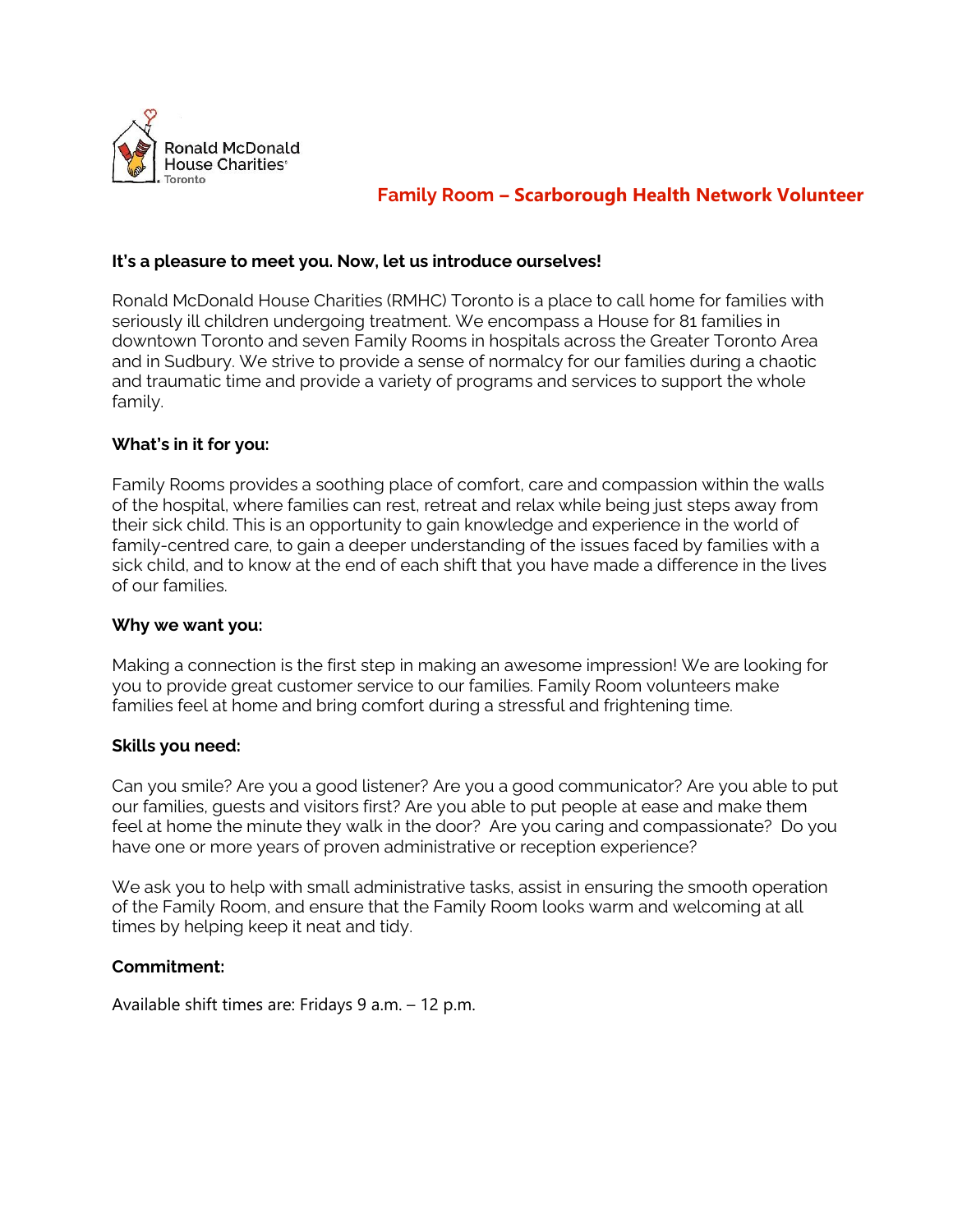Ronald McDonald House Charities Toronto

# Family Room – Scarborough Health Network Volunteer

**It's a pleasure to meet you. Now, let us introduce ourselves!**

Ronald McDonald House Charities (RMHC) Toronto is a place to call home for families with seriously ill children undergoing treatment. We encompass a House for 81 families in downtown Toronto and seven Family Rooms in hospitals across the Greater Toronto Area and in Sudbury. We strive to provide a sense of normalcy for our families during a chaotic and traumatic time and provide a variety of programs and services to support the whole family.

**What's in it for you:**

Family Rooms provides a soothing place of comfort, care and compassion within the walls of the hospital, where families can rest, retreat and relax while being just steps away from their sick child. This is an opportunity to gain knowledge and experience in the world of family-centred care, to gain a deeper understanding of the issues faced by families with a sick child, and to know at the end of each shift that you have made a difference in the lives of our families.

**Why we want you:**

Making a connection is the first step in making an awesome impression! We are looking for you to provide great customer service to our families. Family Room volunteers make families feel at home and bring comfort during a stressful and frightening time.

**Skills you need:**

Can you smile? Are you a good listener? Are you a good communicator? Are you able to put our families, guests and visitors first? Are you able to put people at ease and make them feel at home the minute they walk in the door? Are you caring and compassionate? Do you have one or more years of proven administrative or reception experience?

We ask you to help with small administrative tasks, assist in ensuring the smooth operation of the Family Room, and ensure that the Family Room looks warm and welcoming at all times by helping keep it neat and tidy.

**Commitment:**

Available shift times are: Fridays 9 a.m. – 12 p.m.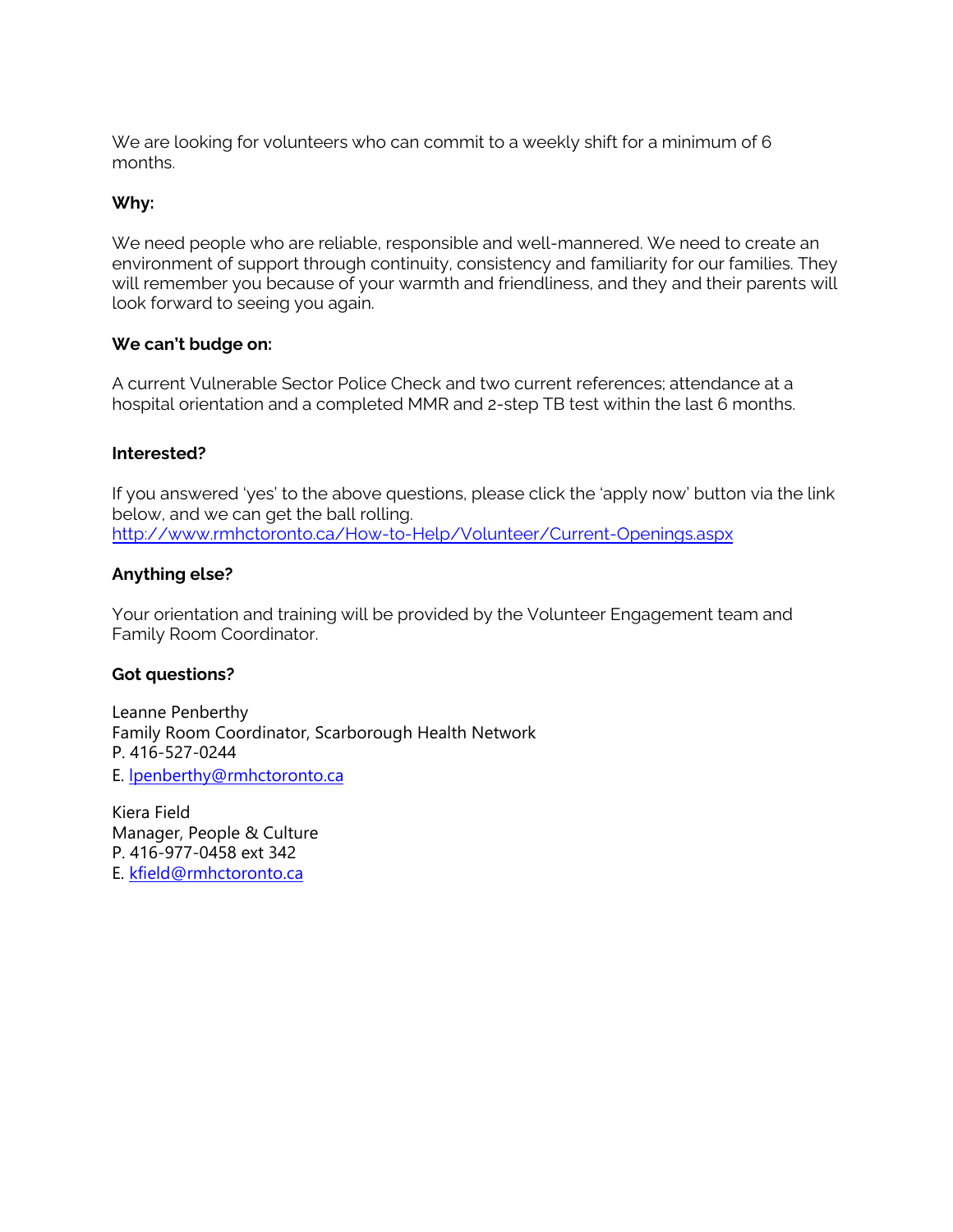We are looking for volunteers who can commit to a weekly shift for a minimum of 6 months.

**Why:**

We need people who are reliable, responsible and well-mannered. We need to create an environment of support through continuity, consistency and familiarity for our families. They will remember you because of your warmth and friendliness, and they and their parents will look forward to seeing you again.

**We can't budge on:**

A current Vulnerable Sector Police Check and two current references; attendance at a hospital orientation and a completed MMR and 2-step TB test within the last 6 months.

**Interested?**

If you answered 'yes' to the above questions, please click the 'apply now' button via the link below, and we can get the ball rolling.
http://www.rmhctoronto.ca/How-to-Help/Volunteer/Current-Openings.aspx

**Anything else?**

Your orientation and training will be provided by the Volunteer Engagement team and Family Room Coordinator.

**Got questions?**

Leanne Penberthy
Family Room Coordinator, Scarborough Health Network
P. 416-527-0244
E. lpenberthy@rmhctoronto.ca

Kiera Field
Manager, People & Culture
P. 416-977-0458 ext 342
E. kfield@rmhctoronto.ca